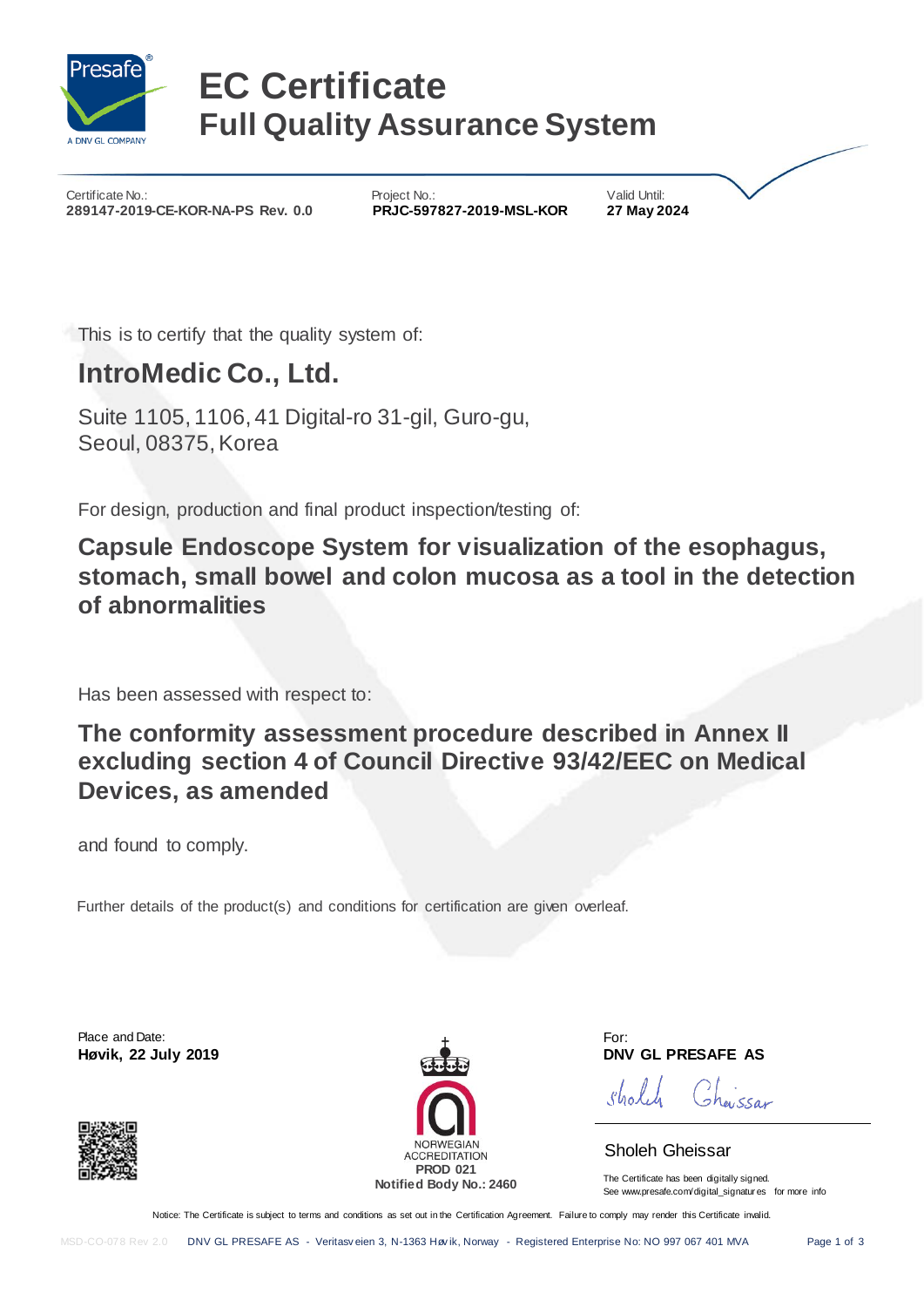Presafe®
A DNV GL COMPANY

# EC Certificate
## Full Quality Assurance System

| Certificate No.: | Project No.: | Valid Until: |
|---|---|---|
| **289147-2019-CE-KOR-NA-PS Rev. 0.0** | **PRJC-597827-2019-MSL-KOR** | **27 May 2024** |

This is to certify that the quality system of:

## IntroMedic Co., Ltd.

Suite 1105, 1106, 41 Digital-ro 31-gil, Guro-gu,
Seoul, 08375, Korea

For design, production and final product inspection/testing of:

**Capsule Endoscope System for visualization of the esophagus, stomach, small bowel and colon mucosa as a tool in the detection of abnormalities**

Has been assessed with respect to:

**The conformity assessment procedure described in Annex II excluding section 4 of Council Directive 93/42/EEC on Medical Devices, as amended**

and found to comply.

Further details of the product(s) and conditions for certification are given overleaf.

Place and Date:
**Høvik, 22 July 2019**

NORWEGIAN ACCREDITATION
**PROD 021**
**Notified Body No.: 2460**

For:
**DNV GL PRESAFE AS**

Sholeh Gheissar

The Certificate has been digitally signed.
See www.presafe.com/digital_signatures for more info

Notice: The Certificate is subject to terms and conditions as set out in the Certification Agreement. Failure to comply may render this Certificate invalid.

MSD-CO-078 Rev 2.0 DNV GL PRESAFE AS - Veritasveien 3, N-1363 Høvik, Norway - Registered Enterprise No: NO 997 067 401 MVA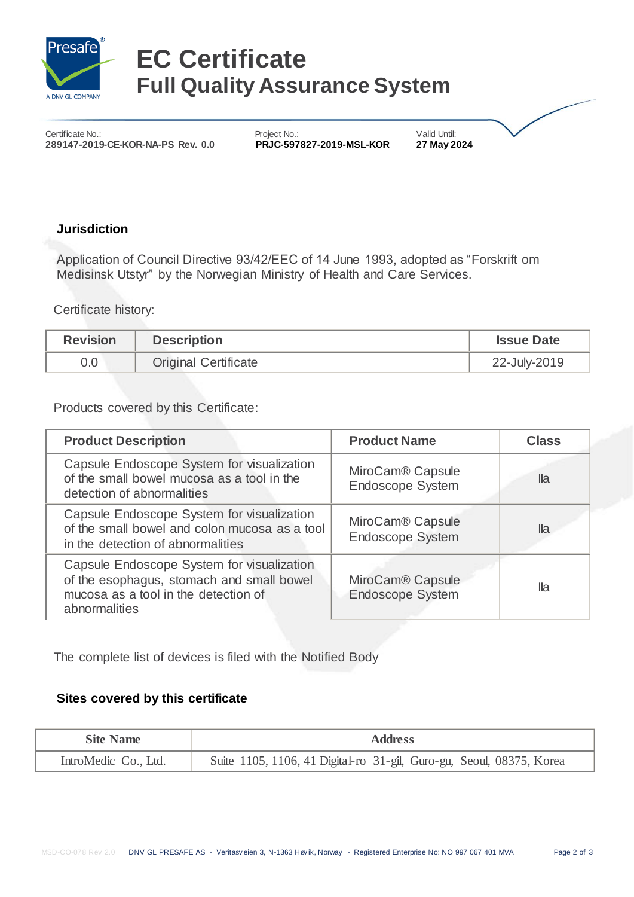# EC Certificate
## Full Quality Assurance System

Certificate No.:
**289147-2019-CE-KOR-NA-PS Rev. 0.0**

Project No.:
**PRJC-597827-2019-MSL-KOR**

Valid Until:
**27 May 2024**

### Jurisdiction

Application of Council Directive 93/42/EEC of 14 June 1993, adopted as “Forskrift om Medisinsk Utstyr” by the Norwegian Ministry of Health and Care Services.

Certificate history:

| Revision | Description | Issue Date |
|---|---|---|
| 0.0 | Original Certificate | 22-July-2019 |

Products covered by this Certificate:

| Product Description | Product Name | Class |
|---|---|---|
| Capsule Endoscope System for visualization of the small bowel mucosa as a tool in the detection of abnormalities | MiroCam® Capsule Endoscope System | IIa |
| Capsule Endoscope System for visualization of the small bowel and colon mucosa as a tool in the detection of abnormalities | MiroCam® Capsule Endoscope System | IIa |
| Capsule Endoscope System for visualization of the esophagus, stomach and small bowel mucosa as a tool in the detection of abnormalities | MiroCam® Capsule Endoscope System | IIa |

The complete list of devices is filed with the Notified Body

### Sites covered by this certificate

| Site Name | Address |
|---|---|
| IntroMedic Co., Ltd. | Suite 1105, 1106, 41 Digital-ro 31-gil, Guro-gu, Seoul, 08375, Korea |

MSD-CO-078 Rev 2.0 DNV GL PRESAFE AS - Veritasveien 3, N-1363 Høvik, Norway - Registered Enterprise No: NO 997 067 401 MVA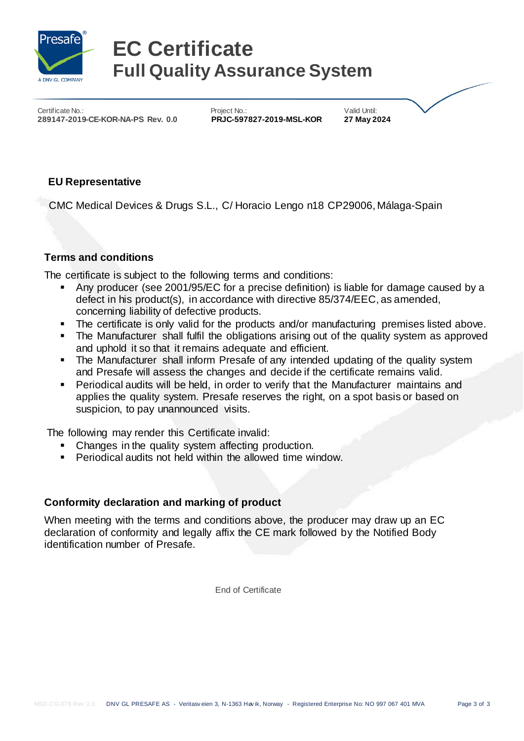# EC Certificate
## Full Quality Assurance System

| Certificate No.: | Project No.: | Valid Until: |
|---|---|---|
| **289147-2019-CE-KOR-NA-PS Rev. 0.0** | **PRJC-597827-2019-MSL-KOR** | **27 May 2024** |

**EU Representative**

CMC Medical Devices & Drugs S.L., C/ Horacio Lengo n18 CP29006, Málaga-Spain

**Terms and conditions**

The certificate is subject to the following terms and conditions:

- Any producer (see 2001/95/EC for a precise definition) is liable for damage caused by a defect in his product(s), in accordance with directive 85/374/EEC, as amended, concerning liability of defective products.
- The certificate is only valid for the products and/or manufacturing premises listed above.
- The Manufacturer shall fulfil the obligations arising out of the quality system as approved and uphold it so that it remains adequate and efficient.
- The Manufacturer shall inform Presafe of any intended updating of the quality system and Presafe will assess the changes and decide if the certificate remains valid.
- Periodical audits will be held, in order to verify that the Manufacturer maintains and applies the quality system. Presafe reserves the right, on a spot basis or based on suspicion, to pay unannounced visits.

The following may render this Certificate invalid:

- Changes in the quality system affecting production.
- Periodical audits not held within the allowed time window.

**Conformity declaration and marking of product**

When meeting with the terms and conditions above, the producer may draw up an EC declaration of conformity and legally affix the CE mark followed by the Notified Body identification number of Presafe.

End of Certificate

MSD-CO-078 Rev 2.0 DNV GL PRESAFE AS - Veritasveien 3, N-1363 Høvik, Norway - Registered Enterprise No: NO 997 067 401 MVA